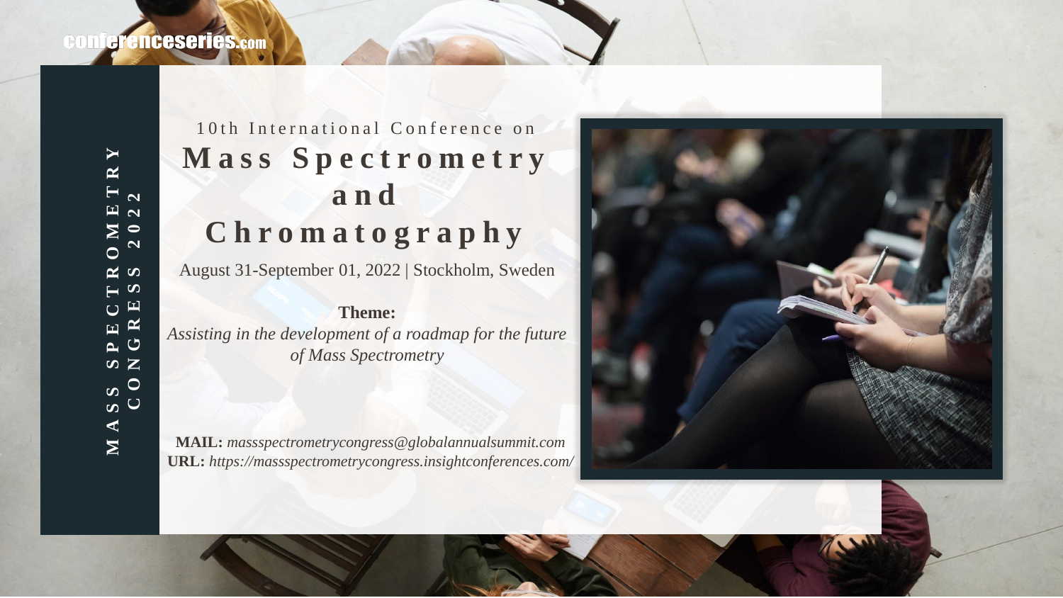conferenceseries.com

MASS SPECTROMETRY CONGRESS 2022

10th International Conference on

# Mass Spectrometry and Chromatography

August 31-September 01, 2022 | Stockholm, Sweden

**Theme:**

*Assisting in the development of a roadmap for the future of Mass Spectrometry*

**MAIL:** *massspectrometrycongress@globalannualsummit.com*
**URL:** *https://massspectrometrycongress.insightconferences.com/*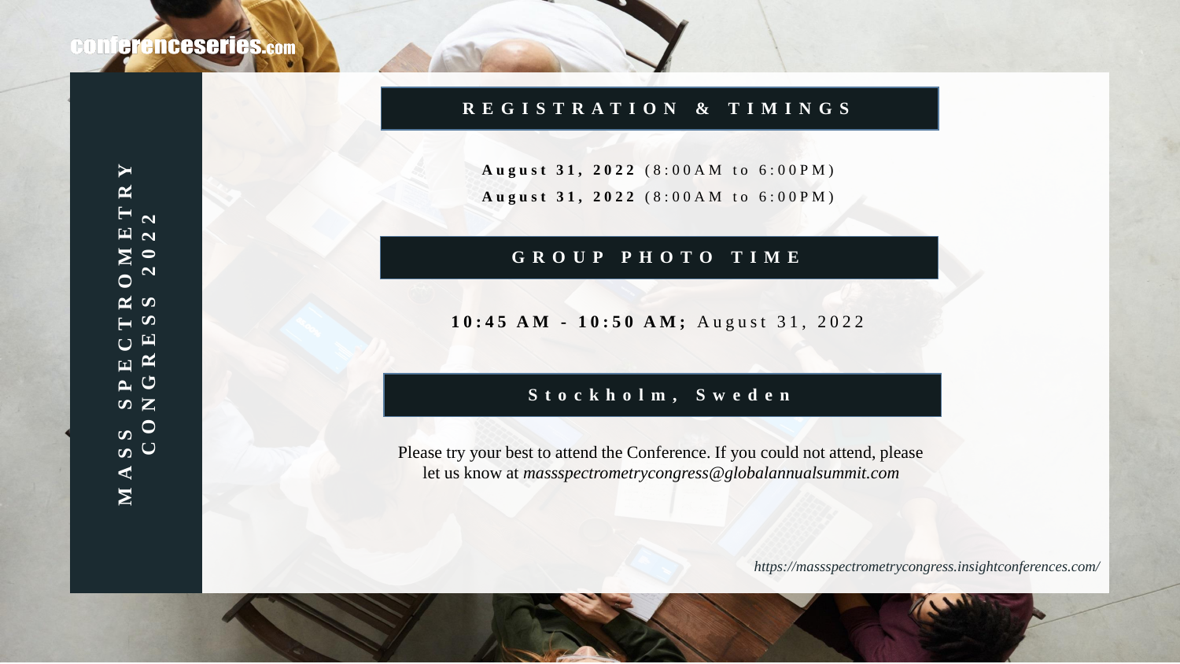conferenceseries.com

MASS SPECTROMETRY CONGRESS 2022

## REGISTRATION & TIMINGS

**August 31, 2022** (8:00AM to 6:00PM)

**August 31, 2022** (8:00AM to 6:00PM)

## GROUP PHOTO TIME

**10:45 AM - 10:50 AM;** August 31, 2022

## Stockholm, Sweden

Please try your best to attend the Conference. If you could not attend, please let us know at *massspectrometrycongress@globalannualsummit.com*

*https://massspectrometrycongress.insightconferences.com/*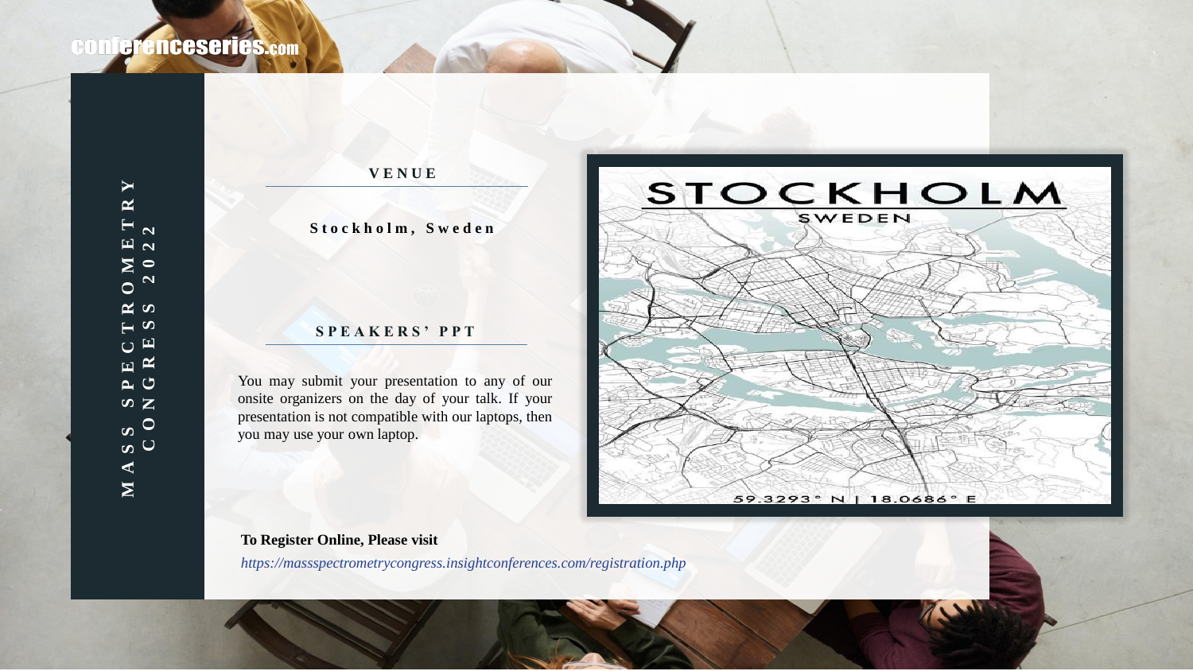MASS SPECTROMETRY CONGRESS 2022

## VENUE

**Stockholm, Sweden**

## SPEAKERS' PPT

You may submit your presentation to any of our onsite organizers on the day of your talk. If your presentation is not compatible with our laptops, then you may use your own laptop.

STOCKHOLM
SWEDEN
59.3293° N | 18.0686° E

**To Register Online, Please visit**

*https://massspectrometrycongress.insightconferences.com/registration.php*